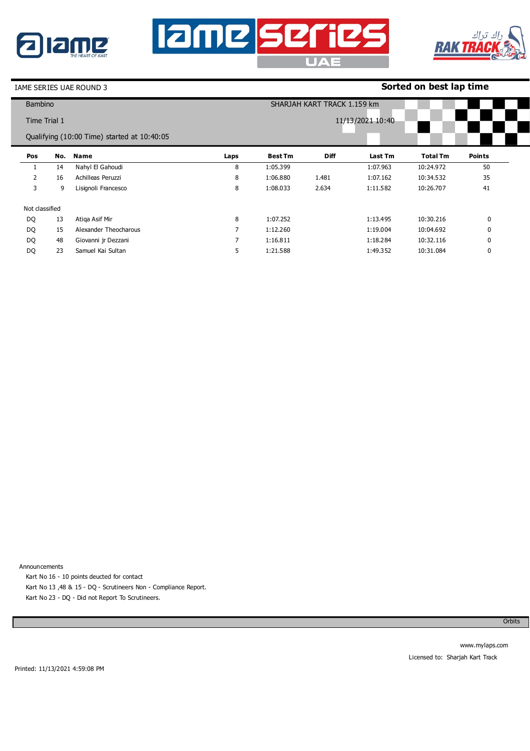IAME SERIES UAE ROUND 3

**Sorted on best lap time**

Bambino

SHARJAH KART TRACK 1.159 km

Time Trial 1

11/13/2021 10:40

Qualifying (10:00 Time) started at 10:40:05

| Pos | No. | Name | Laps | Best Tm | Diff | Last Tm | Total Tm | Points |
|---|---|---|---|---|---|---|---|---|
| 1 | 14 | Nahyl El Gahoudi | 8 | 1:05.399 | | 1:07.963 | 10:24.972 | 50 |
| 2 | 16 | Achilleas Peruzzi | 8 | 1:06.880 | 1.481 | 1:07.162 | 10:34.532 | 35 |
| 3 | 9 | Lisignoli Francesco | 8 | 1:08.033 | 2.634 | 1:11.582 | 10:26.707 | 41 |
| Not classified | | | | | | | | |
| DQ | 13 | Atiqa Asif Mir | 8 | 1:07.252 | | 1:13.495 | 10:30.216 | 0 |
| DQ | 15 | Alexander Theocharous | 7 | 1:12.260 | | 1:19.004 | 10:04.692 | 0 |
| DQ | 48 | Giovanni jr Dezzani | 7 | 1:16.811 | | 1:18.284 | 10:32.116 | 0 |
| DQ | 23 | Samuel Kai Sultan | 5 | 1:21.588 | | 1:49.352 | 10:31.084 | 0 |

Announcements

Kart No 16 - 10 points deucted for contact

Kart No 13 ,48 & 15 - DQ - Scrutineers Non - Compliance Report.

Kart No 23 - DQ - Did not Report To Scrutineers.

Orbits

www.mylaps.com

Licensed to: Sharjah Kart Track

Printed: 11/13/2021 4:59:08 PM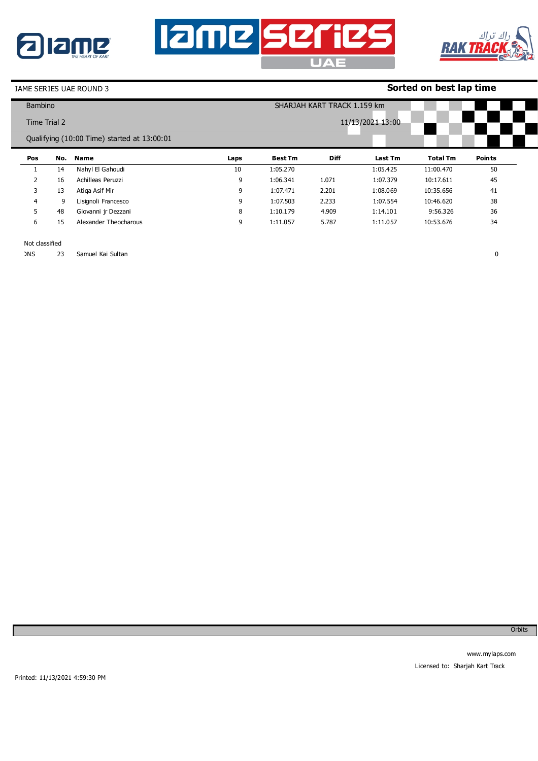IAME SERIES UAE ROUND 3

**Sorted on best lap time**

Bambino

SHARJAH KART TRACK 1.159 km

Time Trial 2

11/13/2021 13:00

Qualifying (10:00 Time) started at 13:00:01

| Pos | No. | Name | Laps | Best Tm | Diff | Last Tm | Total Tm | Points |
|---|---|---|---|---|---|---|---|---|
| 1 | 14 | Nahyl El Gahoudi | 10 | 1:05.270 | | 1:05.425 | 11:00.470 | 50 |
| 2 | 16 | Achilleas Peruzzi | 9 | 1:06.341 | 1.071 | 1:07.379 | 10:17.611 | 45 |
| 3 | 13 | Atiqa Asif Mir | 9 | 1:07.471 | 2.201 | 1:08.069 | 10:35.656 | 41 |
| 4 | 9 | Lisignoli Francesco | 9 | 1:07.503 | 2.233 | 1:07.554 | 10:46.620 | 38 |
| 5 | 48 | Giovanni jr Dezzani | 8 | 1:10.179 | 4.909 | 1:14.101 | 9:56.326 | 36 |
| 6 | 15 | Alexander Theocharous | 9 | 1:11.057 | 5.787 | 1:11.057 | 10:53.676 | 34 |

Not classified

| Pos | No. | Name | Laps | Best Tm | Diff | Last Tm | Total Tm | Points |
|---|---|---|---|---|---|---|---|---|
| DNS | 23 | Samuel Kai Sultan | | | | | | 0 |

Orbits

www.mylaps.com

Licensed to: Sharjah Kart Track

Printed: 11/13/2021 4:59:30 PM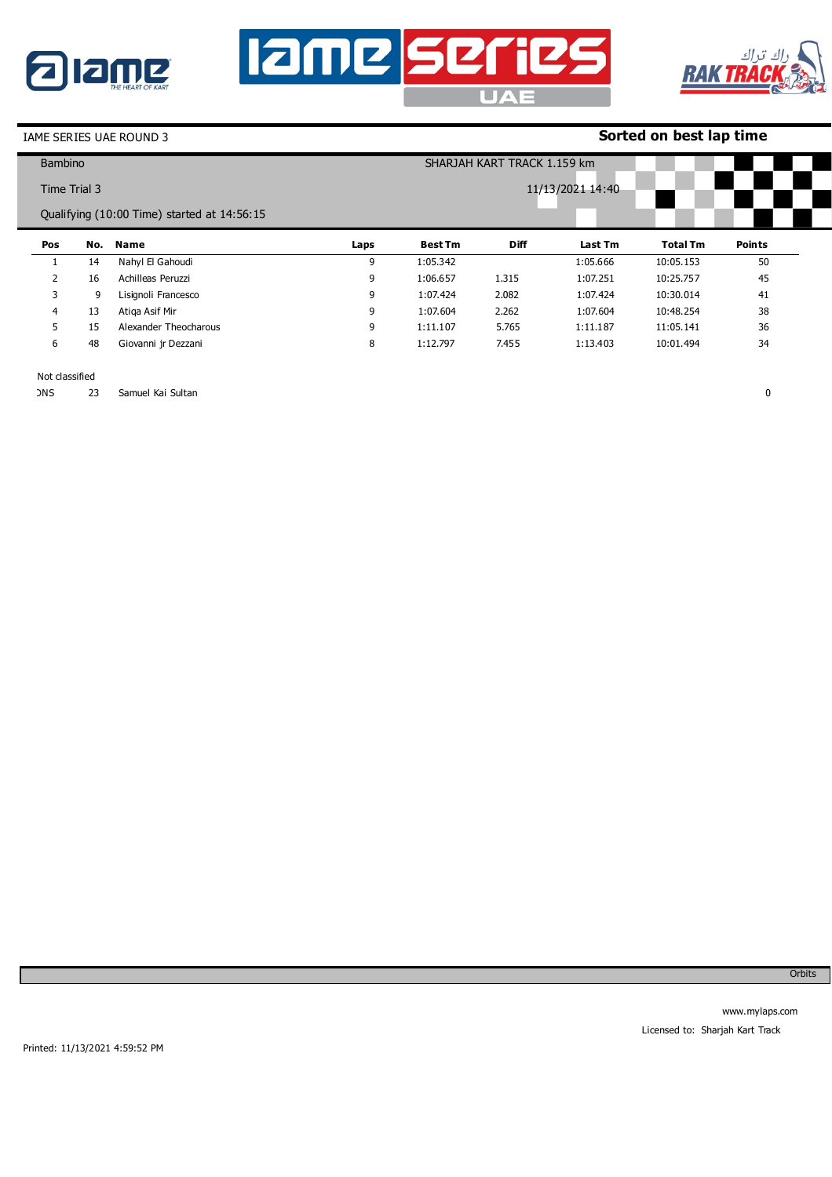IAME SERIES UAE ROUND 3

**Sorted on best lap time**

Bambino

Time Trial 3

Qualifying (10:00 Time) started at 14:56:15

SHARJAH KART TRACK 1.159 km

11/13/2021 14:40

| Pos | No. | Name | Laps | Best Tm | Diff | Last Tm | Total Tm | Points |
|---|---|---|---|---|---|---|---|---|
| 1 | 14 | Nahyl El Gahoudi | 9 | 1:05.342 | | 1:05.666 | 10:05.153 | 50 |
| 2 | 16 | Achilleas Peruzzi | 9 | 1:06.657 | 1.315 | 1:07.251 | 10:25.757 | 45 |
| 3 | 9 | Lisignoli Francesco | 9 | 1:07.424 | 2.082 | 1:07.424 | 10:30.014 | 41 |
| 4 | 13 | Atiqa Asif Mir | 9 | 1:07.604 | 2.262 | 1:07.604 | 10:48.254 | 38 |
| 5 | 15 | Alexander Theocharous | 9 | 1:11.107 | 5.765 | 1:11.187 | 11:05.141 | 36 |
| 6 | 48 | Giovanni jr Dezzani | 8 | 1:12.797 | 7.455 | 1:13.403 | 10:01.494 | 34 |

Not classified

| Pos | No. | Name | Laps | Best Tm | Diff | Last Tm | Total Tm | Points |
|---|---|---|---|---|---|---|---|---|
| DNS | 23 | Samuel Kai Sultan | | | | | | 0 |

Orbits

www.mylaps.com

Licensed to: Sharjah Kart Track

Printed: 11/13/2021 4:59:52 PM